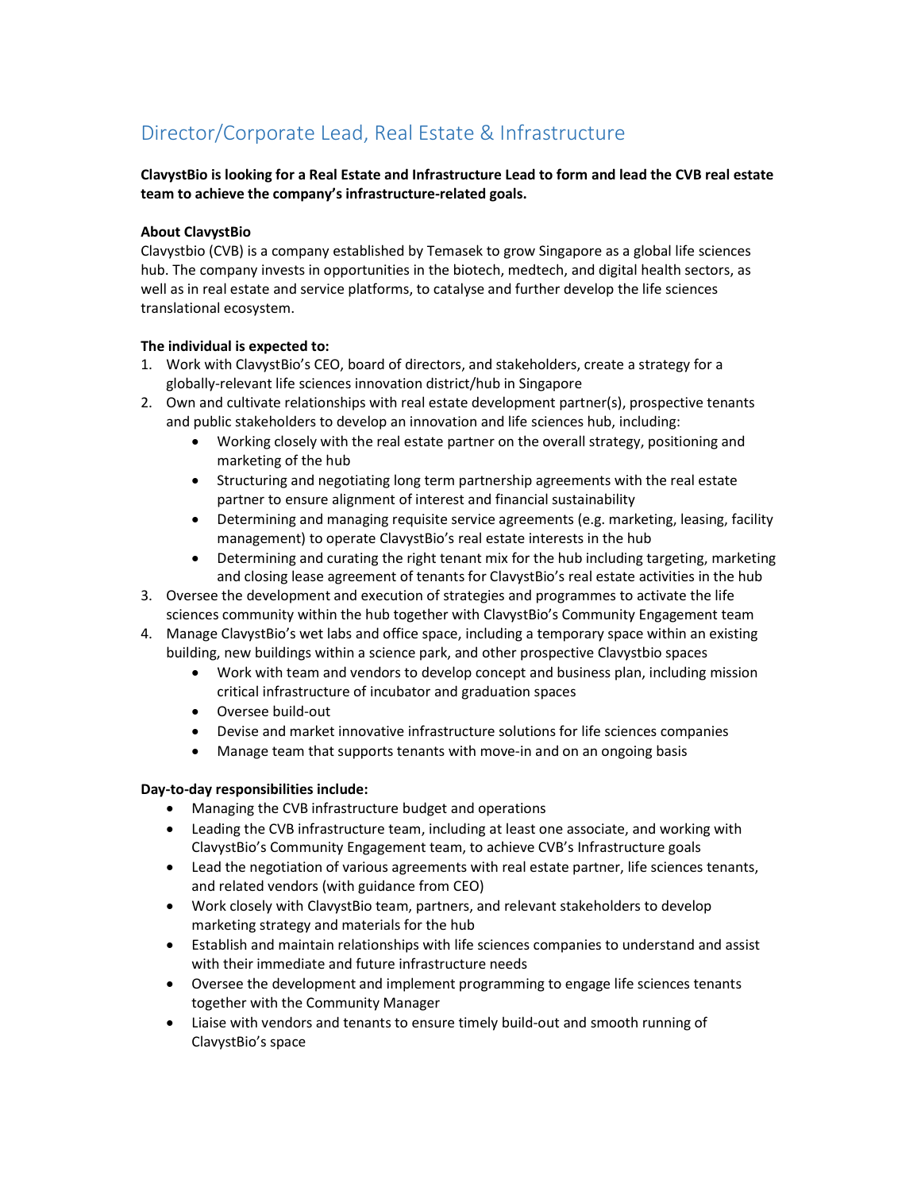# Director/Corporate Lead, Real Estate & Infrastructure

**ClavystBio is looking for a Real Estate and Infrastructure Lead to form and lead the CVB real estate team to achieve the company's infrastructure-related goals.**

**About ClavystBio**

Clavystbio (CVB) is a company established by Temasek to grow Singapore as a global life sciences hub. The company invests in opportunities in the biotech, medtech, and digital health sectors, as well as in real estate and service platforms, to catalyse and further develop the life sciences translational ecosystem.

**The individual is expected to:**

1. Work with ClavystBio's CEO, board of directors, and stakeholders, create a strategy for a globally-relevant life sciences innovation district/hub in Singapore
2. Own and cultivate relationships with real estate development partner(s), prospective tenants and public stakeholders to develop an innovation and life sciences hub, including:
    - Working closely with the real estate partner on the overall strategy, positioning and marketing of the hub
    - Structuring and negotiating long term partnership agreements with the real estate partner to ensure alignment of interest and financial sustainability
    - Determining and managing requisite service agreements (e.g. marketing, leasing, facility management) to operate ClavystBio's real estate interests in the hub
    - Determining and curating the right tenant mix for the hub including targeting, marketing and closing lease agreement of tenants for ClavystBio's real estate activities in the hub
3. Oversee the development and execution of strategies and programmes to activate the life sciences community within the hub together with ClavystBio's Community Engagement team
4. Manage ClavystBio's wet labs and office space, including a temporary space within an existing building, new buildings within a science park, and other prospective Clavystbio spaces
    - Work with team and vendors to develop concept and business plan, including mission critical infrastructure of incubator and graduation spaces
    - Oversee build-out
    - Devise and market innovative infrastructure solutions for life sciences companies
    - Manage team that supports tenants with move-in and on an ongoing basis

**Day-to-day responsibilities include:**

- Managing the CVB infrastructure budget and operations
- Leading the CVB infrastructure team, including at least one associate, and working with ClavystBio's Community Engagement team, to achieve CVB's Infrastructure goals
- Lead the negotiation of various agreements with real estate partner, life sciences tenants, and related vendors (with guidance from CEO)
- Work closely with ClavystBio team, partners, and relevant stakeholders to develop marketing strategy and materials for the hub
- Establish and maintain relationships with life sciences companies to understand and assist with their immediate and future infrastructure needs
- Oversee the development and implement programming to engage life sciences tenants together with the Community Manager
- Liaise with vendors and tenants to ensure timely build-out and smooth running of ClavystBio's space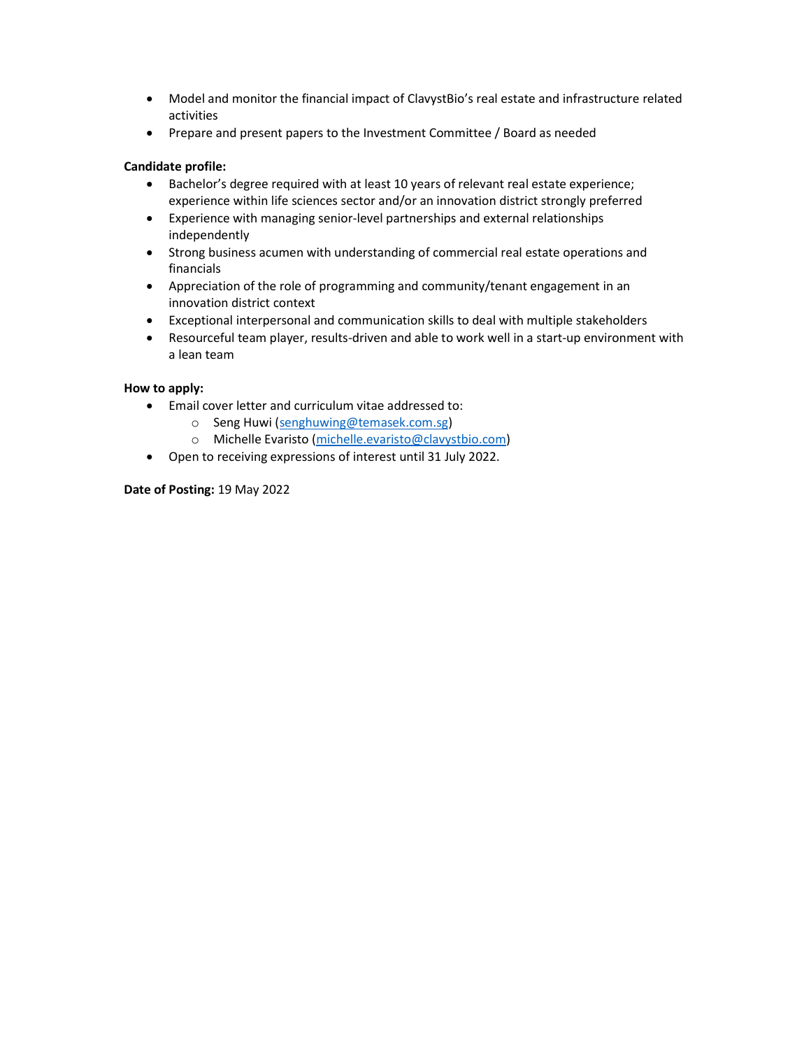- Model and monitor the financial impact of ClavystBio's real estate and infrastructure related activities
- Prepare and present papers to the Investment Committee / Board as needed

**Candidate profile:**

- Bachelor's degree required with at least 10 years of relevant real estate experience; experience within life sciences sector and/or an innovation district strongly preferred
- Experience with managing senior-level partnerships and external relationships independently
- Strong business acumen with understanding of commercial real estate operations and financials
- Appreciation of the role of programming and community/tenant engagement in an innovation district context
- Exceptional interpersonal and communication skills to deal with multiple stakeholders
- Resourceful team player, results-driven and able to work well in a start-up environment with a lean team

**How to apply:**

- Email cover letter and curriculum vitae addressed to:
    - Seng Huwi (senghuwing@temasek.com.sg)
    - Michelle Evaristo (michelle.evaristo@clavystbio.com)
- Open to receiving expressions of interest until 31 July 2022.

**Date of Posting:** 19 May 2022